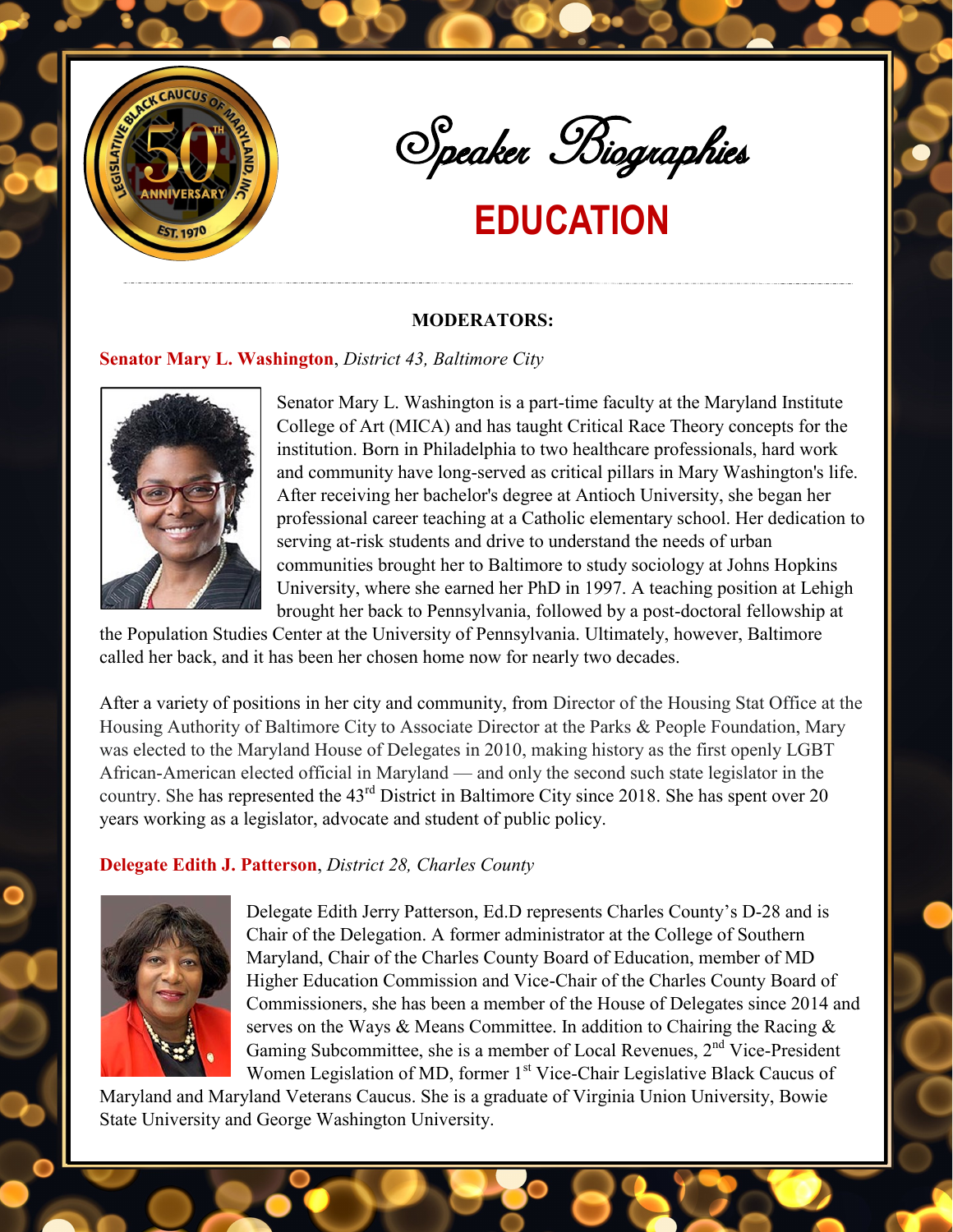# Speaker Biographies

## EDUCATION

**MODERATORS:**

**Senator Mary L. Washington**, *District 43, Baltimore City*

Senator Mary L. Washington is a part-time faculty at the Maryland Institute College of Art (MICA) and has taught Critical Race Theory concepts for the institution. Born in Philadelphia to two healthcare professionals, hard work and community have long-served as critical pillars in Mary Washington's life. After receiving her bachelor's degree at Antioch University, she began her professional career teaching at a Catholic elementary school. Her dedication to serving at-risk students and drive to understand the needs of urban communities brought her to Baltimore to study sociology at Johns Hopkins University, where she earned her PhD in 1997. A teaching position at Lehigh brought her back to Pennsylvania, followed by a post-doctoral fellowship at the Population Studies Center at the University of Pennsylvania. Ultimately, however, Baltimore called her back, and it has been her chosen home now for nearly two decades.

After a variety of positions in her city and community, from Director of the Housing Stat Office at the Housing Authority of Baltimore City to Associate Director at the Parks & People Foundation, Mary was elected to the Maryland House of Delegates in 2010, making history as the first openly LGBT African-American elected official in Maryland — and only the second such state legislator in the country. She has represented the 43rd District in Baltimore City since 2018. She has spent over 20 years working as a legislator, advocate and student of public policy.

**Delegate Edith J. Patterson**, *District 28, Charles County*

Delegate Edith Jerry Patterson, Ed.D represents Charles County's D-28 and is Chair of the Delegation. A former administrator at the College of Southern Maryland, Chair of the Charles County Board of Education, member of MD Higher Education Commission and Vice-Chair of the Charles County Board of Commissioners, she has been a member of the House of Delegates since 2014 and serves on the Ways & Means Committee. In addition to Chairing the Racing & Gaming Subcommittee, she is a member of Local Revenues, 2nd Vice-President Women Legislation of MD, former 1st Vice-Chair Legislative Black Caucus of Maryland and Maryland Veterans Caucus. She is a graduate of Virginia Union University, Bowie State University and George Washington University.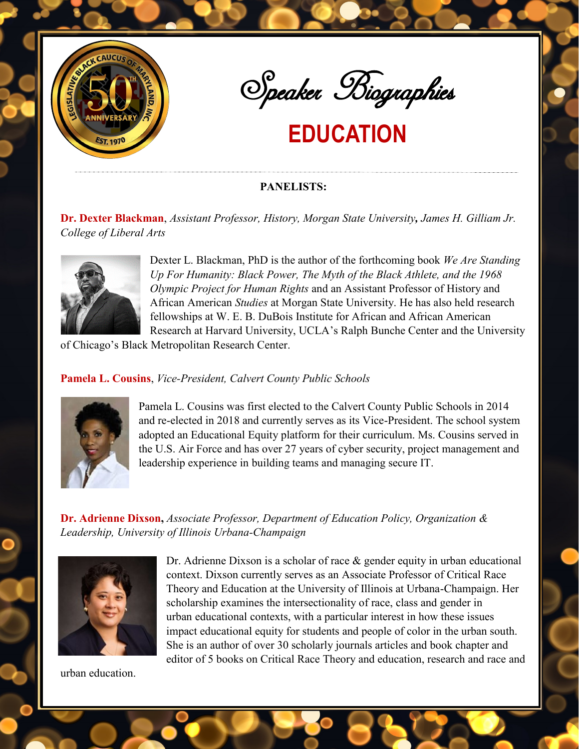# Speaker Biographies

## EDUCATION

**PANELISTS:**

**Dr. Dexter Blackman**, *Assistant Professor, History, Morgan State University***,** *James H. Gilliam Jr. College of Liberal Arts*

Dexter L. Blackman, PhD is the author of the forthcoming book *We Are Standing Up For Humanity: Black Power, The Myth of the Black Athlete, and the 1968 Olympic Project for Human Rights* and an Assistant Professor of History and African American *Studies* at Morgan State University. He has also held research fellowships at W. E. B. DuBois Institute for African and African American Research at Harvard University, UCLA's Ralph Bunche Center and the University of Chicago's Black Metropolitan Research Center.

**Pamela L. Cousins**, *Vice-President, Calvert County Public Schools*

Pamela L. Cousins was first elected to the Calvert County Public Schools in 2014 and re-elected in 2018 and currently serves as its Vice-President. The school system adopted an Educational Equity platform for their curriculum. Ms. Cousins served in the U.S. Air Force and has over 27 years of cyber security, project management and leadership experience in building teams and managing secure IT.

**Dr. Adrienne Dixson,** *Associate Professor, Department of Education Policy, Organization & Leadership, University of Illinois Urbana-Champaign*

Dr. Adrienne Dixson is a scholar of race & gender equity in urban educational context. Dixson currently serves as an Associate Professor of Critical Race Theory and Education at the University of Illinois at Urbana-Champaign. Her scholarship examines the intersectionality of race, class and gender in urban educational contexts, with a particular interest in how these issues impact educational equity for students and people of color in the urban south. She is an author of over 30 scholarly journals articles and book chapter and editor of 5 books on Critical Race Theory and education, research and race and urban education.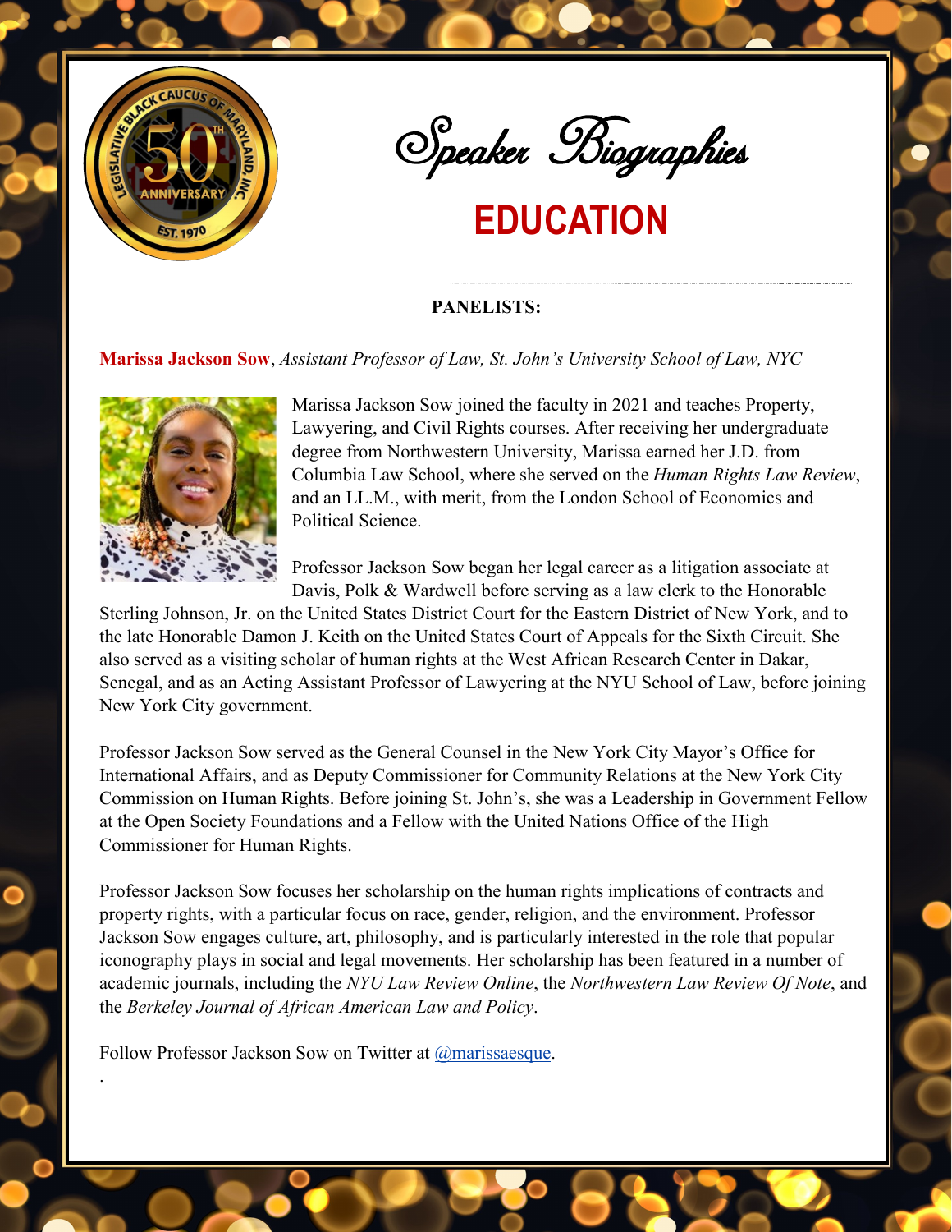# Speaker Biographies

## EDUCATION

**PANELISTS:**

**Marissa Jackson Sow**, *Assistant Professor of Law, St. John's University School of Law, NYC*

Marissa Jackson Sow joined the faculty in 2021 and teaches Property, Lawyering, and Civil Rights courses. After receiving her undergraduate degree from Northwestern University, Marissa earned her J.D. from Columbia Law School, where she served on the *Human Rights Law Review*, and an LL.M., with merit, from the London School of Economics and Political Science.

Professor Jackson Sow began her legal career as a litigation associate at Davis, Polk & Wardwell before serving as a law clerk to the Honorable Sterling Johnson, Jr. on the United States District Court for the Eastern District of New York, and to the late Honorable Damon J. Keith on the United States Court of Appeals for the Sixth Circuit. She also served as a visiting scholar of human rights at the West African Research Center in Dakar, Senegal, and as an Acting Assistant Professor of Lawyering at the NYU School of Law, before joining New York City government.

Professor Jackson Sow served as the General Counsel in the New York City Mayor's Office for International Affairs, and as Deputy Commissioner for Community Relations at the New York City Commission on Human Rights. Before joining St. John's, she was a Leadership in Government Fellow at the Open Society Foundations and a Fellow with the United Nations Office of the High Commissioner for Human Rights.

Professor Jackson Sow focuses her scholarship on the human rights implications of contracts and property rights, with a particular focus on race, gender, religion, and the environment. Professor Jackson Sow engages culture, art, philosophy, and is particularly interested in the role that popular iconography plays in social and legal movements. Her scholarship has been featured in a number of academic journals, including the *NYU Law Review Online*, the *Northwestern Law Review Of Note*, and the *Berkeley Journal of African American Law and Policy*.

Follow Professor Jackson Sow on Twitter at @marissaesque.